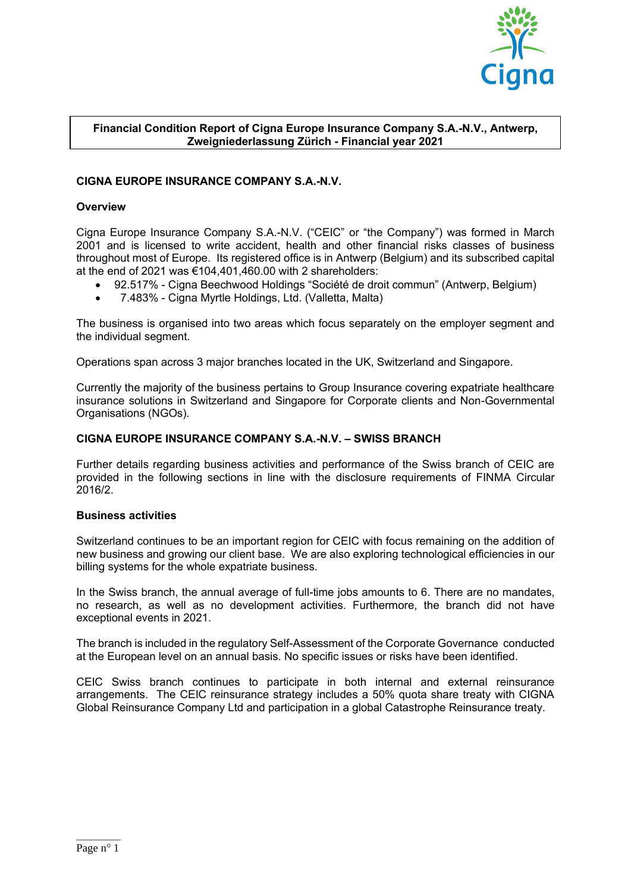**Financial Condition Report of Cigna Europe Insurance Company S.A.-N.V., Antwerp, Zweigniederlassung Zürich - Financial year 2021**

## CIGNA EUROPE INSURANCE COMPANY S.A.-N.V.

### Overview

Cigna Europe Insurance Company S.A.-N.V. ("CEIC" or "the Company") was formed in March 2001 and is licensed to write accident, health and other financial risks classes of business throughout most of Europe. Its registered office is in Antwerp (Belgium) and its subscribed capital at the end of 2021 was €104,401,460.00 with 2 shareholders:

- 92.517% - Cigna Beechwood Holdings "Société de droit commun" (Antwerp, Belgium)
- 7.483% - Cigna Myrtle Holdings, Ltd. (Valletta, Malta)

The business is organised into two areas which focus separately on the employer segment and the individual segment.

Operations span across 3 major branches located in the UK, Switzerland and Singapore.

Currently the majority of the business pertains to Group Insurance covering expatriate healthcare insurance solutions in Switzerland and Singapore for Corporate clients and Non-Governmental Organisations (NGOs).

## CIGNA EUROPE INSURANCE COMPANY S.A.-N.V. – SWISS BRANCH

Further details regarding business activities and performance of the Swiss branch of CEIC are provided in the following sections in line with the disclosure requirements of FINMA Circular 2016/2.

### Business activities

Switzerland continues to be an important region for CEIC with focus remaining on the addition of new business and growing our client base. We are also exploring technological efficiencies in our billing systems for the whole expatriate business.

In the Swiss branch, the annual average of full-time jobs amounts to 6. There are no mandates, no research, as well as no development activities. Furthermore, the branch did not have exceptional events in 2021.

The branch is included in the regulatory Self-Assessment of the Corporate Governance conducted at the European level on an annual basis. No specific issues or risks have been identified.

CEIC Swiss branch continues to participate in both internal and external reinsurance arrangements. The CEIC reinsurance strategy includes a 50% quota share treaty with CIGNA Global Reinsurance Company Ltd and participation in a global Catastrophe Reinsurance treaty.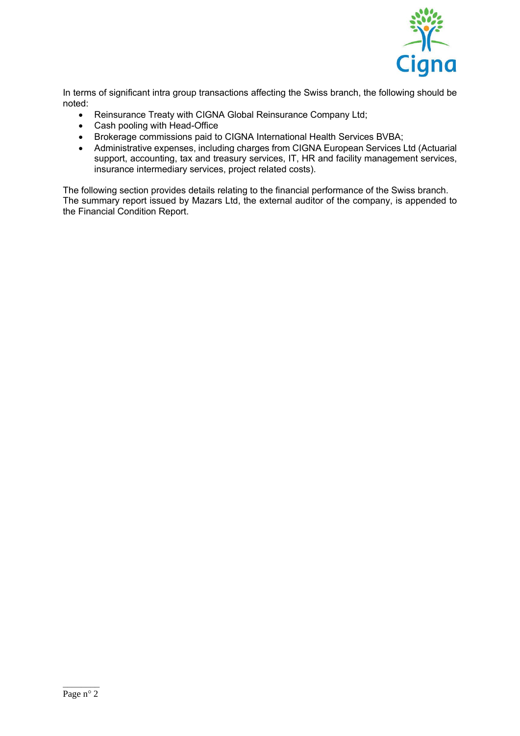In terms of significant intra group transactions affecting the Swiss branch, the following should be noted:

- Reinsurance Treaty with CIGNA Global Reinsurance Company Ltd;
- Cash pooling with Head-Office
- Brokerage commissions paid to CIGNA International Health Services BVBA;
- Administrative expenses, including charges from CIGNA European Services Ltd (Actuarial support, accounting, tax and treasury services, IT, HR and facility management services, insurance intermediary services, project related costs).

The following section provides details relating to the financial performance of the Swiss branch. The summary report issued by Mazars Ltd, the external auditor of the company, is appended to the Financial Condition Report.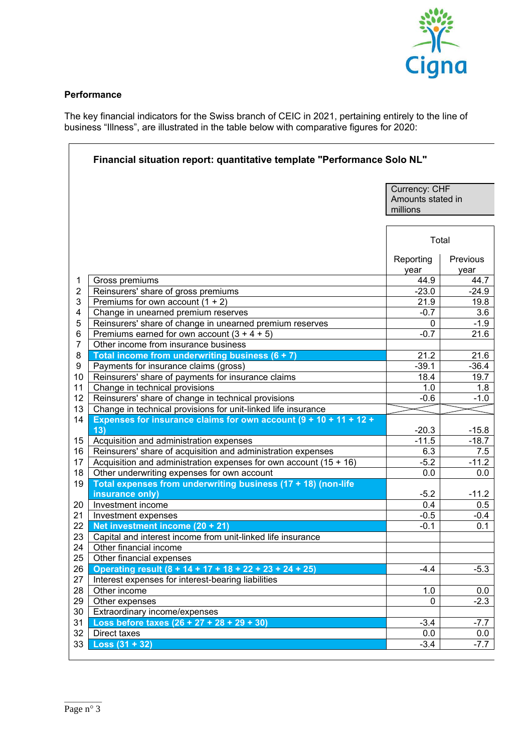**Performance**

The key financial indicators for the Swiss branch of CEIC in 2021, pertaining entirely to the line of business "Illness", are illustrated in the table below with comparative figures for 2020:

**Financial situation report: quantitative template "Performance Solo NL"**

Currency: CHF
Amounts stated in millions

| | | Total | |
|---|---|---|---|
| | | Reporting year | Previous year |
| 1 | Gross premiums | 44.9 | 44.7 |
| 2 | Reinsurers' share of gross premiums | -23.0 | -24.9 |
| 3 | Premiums for own account (1 + 2) | 21.9 | 19.8 |
| 4 | Change in unearned premium reserves | -0.7 | 3.6 |
| 5 | Reinsurers' share of change in unearned premium reserves | 0 | -1.9 |
| 6 | Premiums earned for own account (3 + 4 + 5) | -0.7 | 21.6 |
| 7 | Other income from insurance business | | |
| 8 | **Total income from underwriting business (6 + 7)** | 21.2 | 21.6 |
| 9 | Payments for insurance claims (gross) | -39.1 | -36.4 |
| 10 | Reinsurers' share of payments for insurance claims | 18.4 | 19.7 |
| 11 | Change in technical provisions | 1.0 | 1.8 |
| 12 | Reinsurers' share of change in technical provisions | -0.6 | -1.0 |
| 13 | Change in technical provisions for unit-linked life insurance | | |
| 14 | **Expenses for insurance claims for own account (9 + 10 + 11 + 12 + 13)** | -20.3 | -15.8 |
| 15 | Acquisition and administration expenses | -11.5 | -18.7 |
| 16 | Reinsurers' share of acquisition and administration expenses | 6.3 | 7.5 |
| 17 | Acquisition and administration expenses for own account (15 + 16) | -5.2 | -11.2 |
| 18 | Other underwriting expenses for own account | 0.0 | 0.0 |
| 19 | **Total expenses from underwriting business (17 + 18) (non-life insurance only)** | -5.2 | -11.2 |
| 20 | Investment income | 0.4 | 0.5 |
| 21 | Investment expenses | -0.5 | -0.4 |
| 22 | **Net investment income (20 + 21)** | -0.1 | 0.1 |
| 23 | Capital and interest income from unit-linked life insurance | | |
| 24 | Other financial income | | |
| 25 | Other financial expenses | | |
| 26 | **Operating result (8 + 14 + 17 + 18 + 22 + 23 + 24 + 25)** | -4.4 | -5.3 |
| 27 | Interest expenses for interest-bearing liabilities | | |
| 28 | Other income | 1.0 | 0.0 |
| 29 | Other expenses | 0 | -2.3 |
| 30 | Extraordinary income/expenses | | |
| 31 | **Loss before taxes (26 + 27 + 28 + 29 + 30)** | -3.4 | -7.7 |
| 32 | Direct taxes | 0.0 | 0.0 |
| 33 | **Loss (31 + 32)** | -3.4 | -7.7 |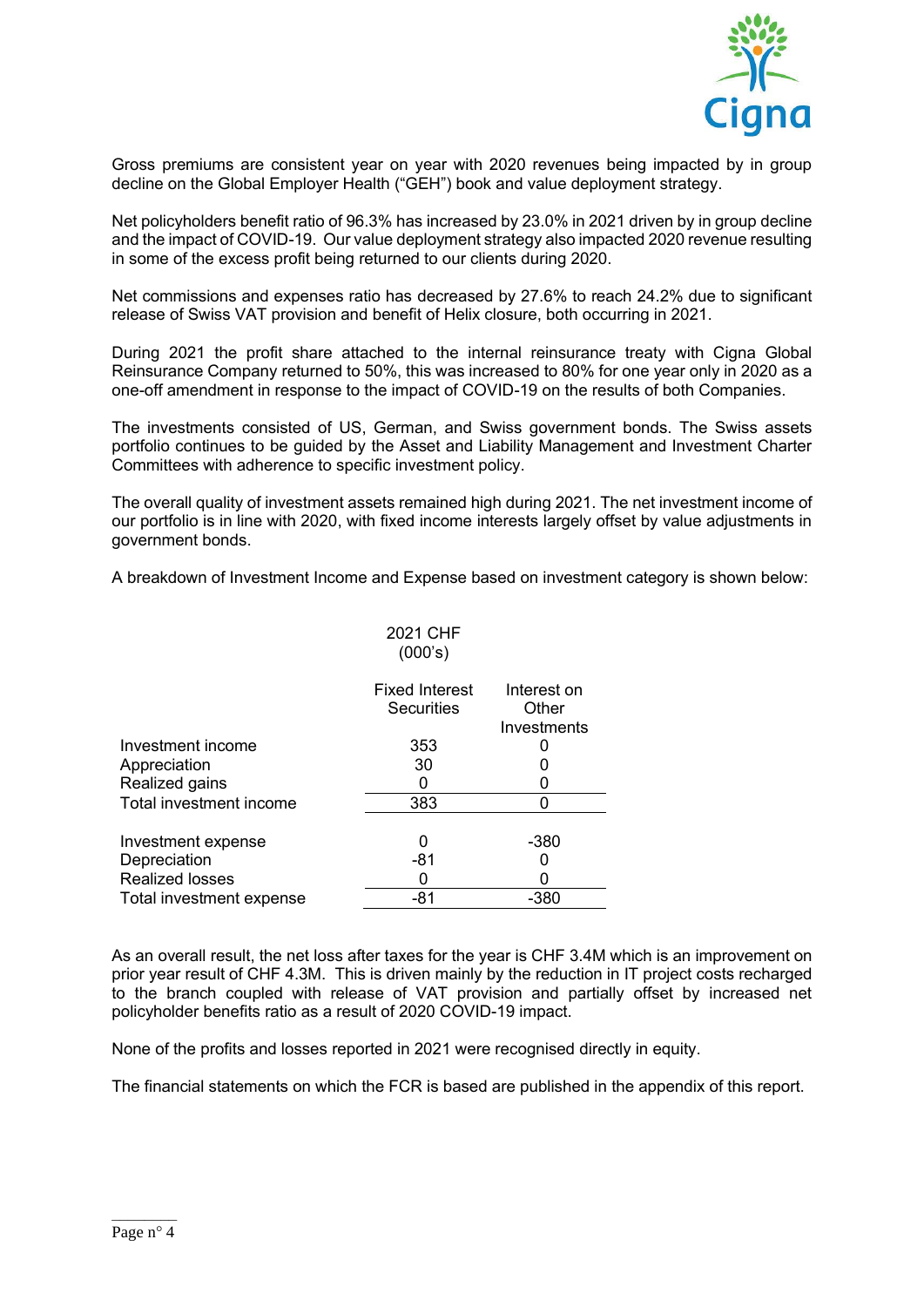Gross premiums are consistent year on year with 2020 revenues being impacted by in group decline on the Global Employer Health ("GEH") book and value deployment strategy.

Net policyholders benefit ratio of 96.3% has increased by 23.0% in 2021 driven by in group decline and the impact of COVID-19. Our value deployment strategy also impacted 2020 revenue resulting in some of the excess profit being returned to our clients during 2020.

Net commissions and expenses ratio has decreased by 27.6% to reach 24.2% due to significant release of Swiss VAT provision and benefit of Helix closure, both occurring in 2021.

During 2021 the profit share attached to the internal reinsurance treaty with Cigna Global Reinsurance Company returned to 50%, this was increased to 80% for one year only in 2020 as a one-off amendment in response to the impact of COVID-19 on the results of both Companies.

The investments consisted of US, German, and Swiss government bonds. The Swiss assets portfolio continues to be guided by the Asset and Liability Management and Investment Charter Committees with adherence to specific investment policy.

The overall quality of investment assets remained high during 2021. The net investment income of our portfolio is in line with 2020, with fixed income interests largely offset by value adjustments in government bonds.

A breakdown of Investment Income and Expense based on investment category is shown below:

| | 2021 CHF (000's) | |
|---|---|---|
| | Fixed Interest Securities | Interest on Other Investments |
| Investment income | 353 | 0 |
| Appreciation | 30 | 0 |
| Realized gains | 0 | 0 |
| Total investment income | 383 | 0 |
| | | |
| Investment expense | 0 | -380 |
| Depreciation | -81 | 0 |
| Realized losses | 0 | 0 |
| Total investment expense | -81 | -380 |

As an overall result, the net loss after taxes for the year is CHF 3.4M which is an improvement on prior year result of CHF 4.3M. This is driven mainly by the reduction in IT project costs recharged to the branch coupled with release of VAT provision and partially offset by increased net policyholder benefits ratio as a result of 2020 COVID-19 impact.

None of the profits and losses reported in 2021 were recognised directly in equity.

The financial statements on which the FCR is based are published in the appendix of this report.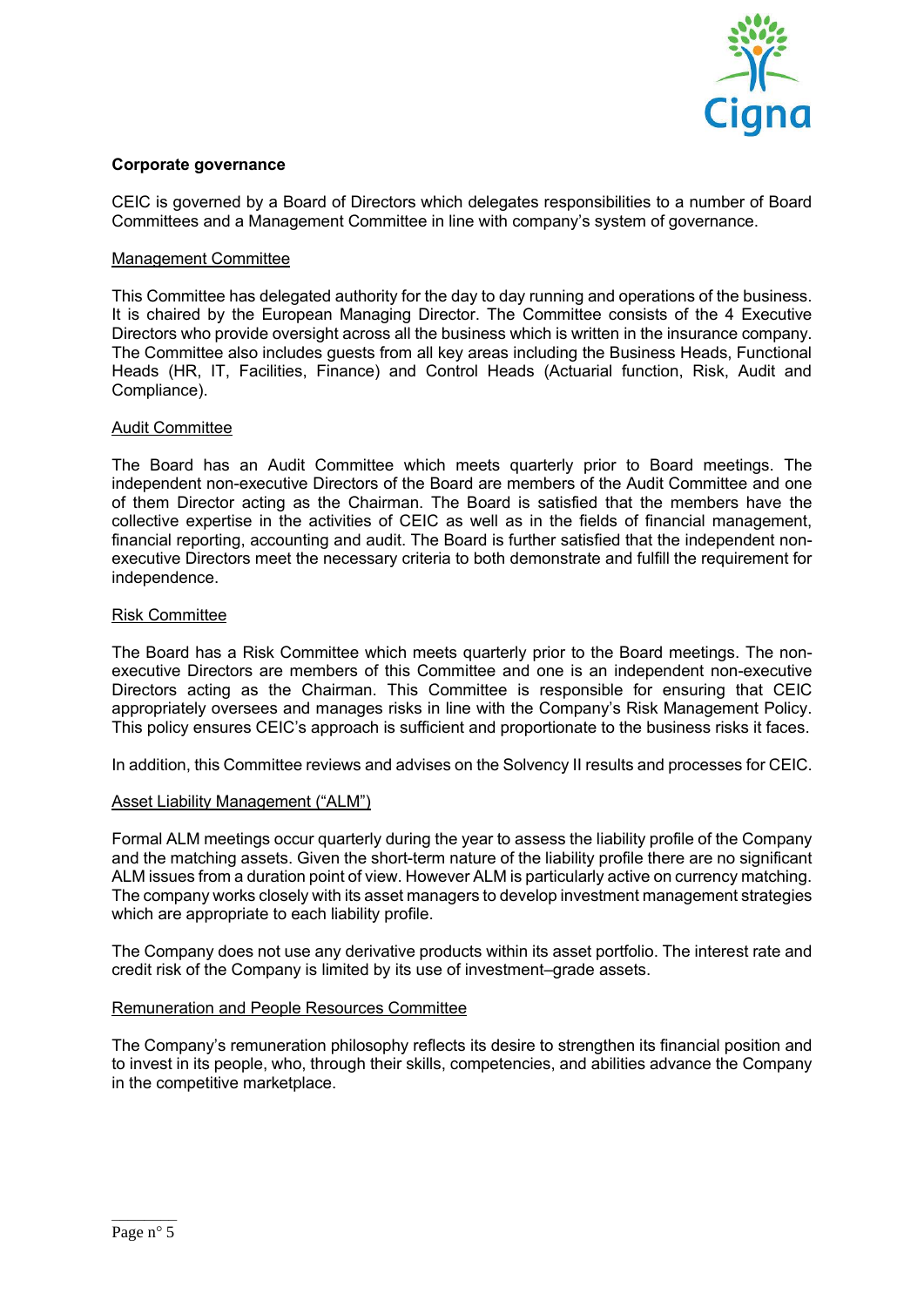## Corporate governance

CEIC is governed by a Board of Directors which delegates responsibilities to a number of Board Committees and a Management Committee in line with company's system of governance.

### Management Committee

This Committee has delegated authority for the day to day running and operations of the business. It is chaired by the European Managing Director. The Committee consists of the 4 Executive Directors who provide oversight across all the business which is written in the insurance company. The Committee also includes guests from all key areas including the Business Heads, Functional Heads (HR, IT, Facilities, Finance) and Control Heads (Actuarial function, Risk, Audit and Compliance).

### Audit Committee

The Board has an Audit Committee which meets quarterly prior to Board meetings. The independent non-executive Directors of the Board are members of the Audit Committee and one of them Director acting as the Chairman. The Board is satisfied that the members have the collective expertise in the activities of CEIC as well as in the fields of financial management, financial reporting, accounting and audit. The Board is further satisfied that the independent non-executive Directors meet the necessary criteria to both demonstrate and fulfill the requirement for independence.

### Risk Committee

The Board has a Risk Committee which meets quarterly prior to the Board meetings. The non-executive Directors are members of this Committee and one is an independent non-executive Directors acting as the Chairman. This Committee is responsible for ensuring that CEIC appropriately oversees and manages risks in line with the Company's Risk Management Policy. This policy ensures CEIC's approach is sufficient and proportionate to the business risks it faces.

In addition, this Committee reviews and advises on the Solvency II results and processes for CEIC.

### Asset Liability Management ("ALM")

Formal ALM meetings occur quarterly during the year to assess the liability profile of the Company and the matching assets. Given the short-term nature of the liability profile there are no significant ALM issues from a duration point of view. However ALM is particularly active on currency matching. The company works closely with its asset managers to develop investment management strategies which are appropriate to each liability profile.

The Company does not use any derivative products within its asset portfolio. The interest rate and credit risk of the Company is limited by its use of investment–grade assets.

### Remuneration and People Resources Committee

The Company's remuneration philosophy reflects its desire to strengthen its financial position and to invest in its people, who, through their skills, competencies, and abilities advance the Company in the competitive marketplace.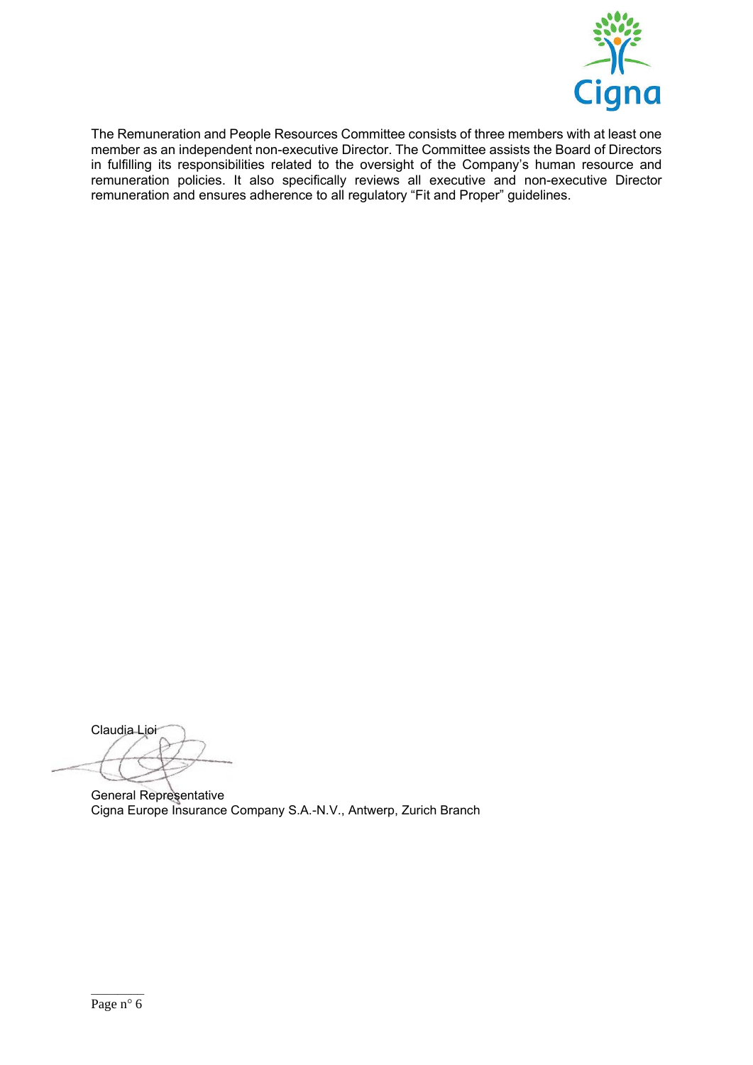The Remuneration and People Resources Committee consists of three members with at least one member as an independent non-executive Director. The Committee assists the Board of Directors in fulfilling its responsibilities related to the oversight of the Company's human resource and remuneration policies. It also specifically reviews all executive and non-executive Director remuneration and ensures adherence to all regulatory "Fit and Proper" guidelines.

Claudia Lioi

General Representative
Cigna Europe Insurance Company S.A.-N.V., Antwerp, Zurich Branch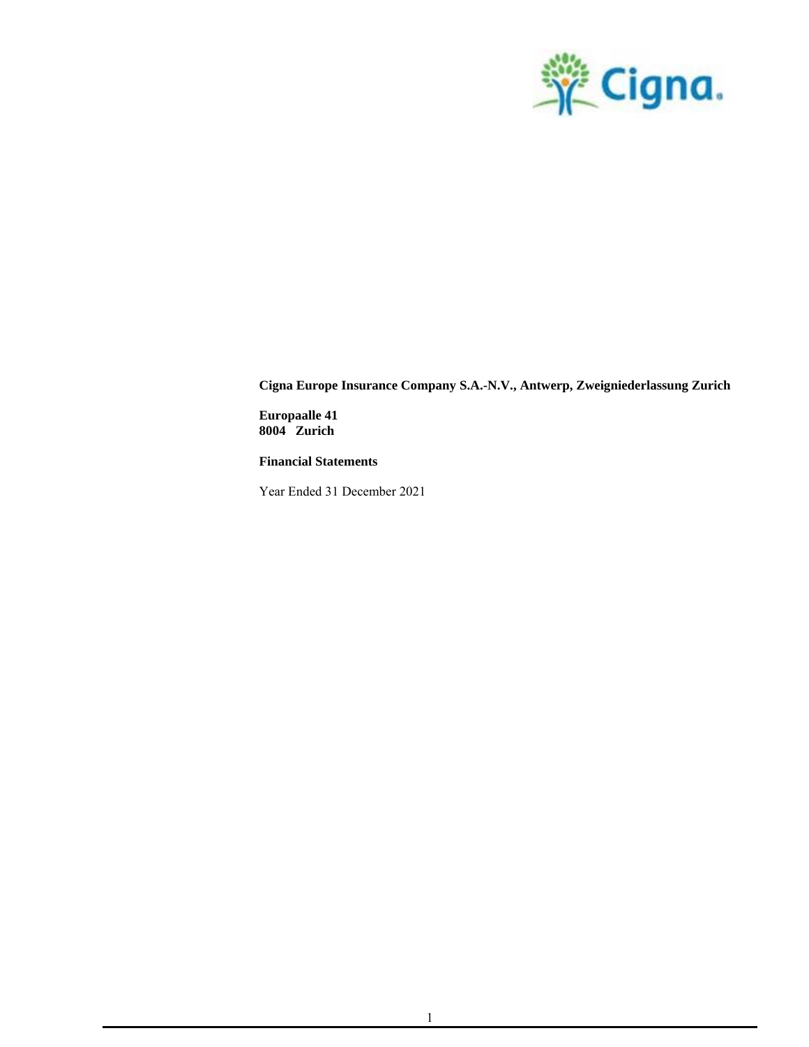**Cigna Europe Insurance Company S.A.-N.V., Antwerp, Zweigniederlassung Zurich**

**Europaalle 41**
**8004 Zurich**

**Financial Statements**

Year Ended 31 December 2021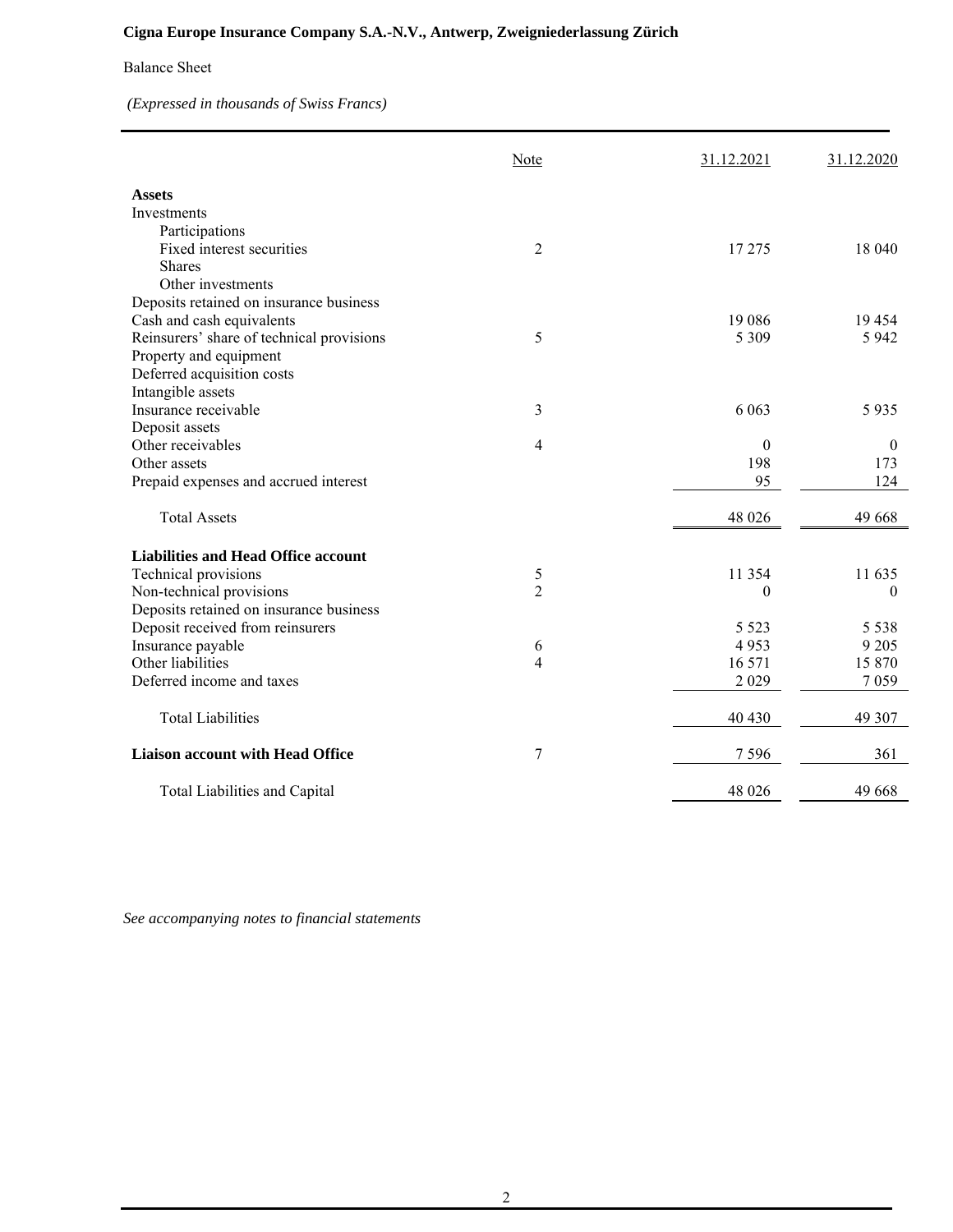**Cigna Europe Insurance Company S.A.-N.V., Antwerp, Zweigniederlassung Zürich**

Balance Sheet

*(Expressed in thousands of Swiss Francs)*

| | Note | 31.12.2021 | 31.12.2020 |
|---|---|---|---|
| **Assets** | | | |
| Investments | | | |
| Participations | | | |
| Fixed interest securities | 2 | 17 275 | 18 040 |
| Shares | | | |
| Other investments | | | |
| Deposits retained on insurance business | | | |
| Cash and cash equivalents | | 19 086 | 19 454 |
| Reinsurers' share of technical provisions | 5 | 5 309 | 5 942 |
| Property and equipment | | | |
| Deferred acquisition costs | | | |
| Intangible assets | | | |
| Insurance receivable | 3 | 6 063 | 5 935 |
| Deposit assets | | | |
| Other receivables | 4 | 0 | 0 |
| Other assets | | 198 | 173 |
| Prepaid expenses and accrued interest | | 95 | 124 |
| Total Assets | | 48 026 | 49 668 |
| **Liabilities and Head Office account** | | | |
| Technical provisions | 5 | 11 354 | 11 635 |
| Non-technical provisions | 2 | 0 | 0 |
| Deposits retained on insurance business | | | |
| Deposit received from reinsurers | | 5 523 | 5 538 |
| Insurance payable | 6 | 4 953 | 9 205 |
| Other liabilities | 4 | 16 571 | 15 870 |
| Deferred income and taxes | | 2 029 | 7 059 |
| Total Liabilities | | 40 430 | 49 307 |
| **Liaison account with Head Office** | 7 | 7 596 | 361 |
| Total Liabilities and Capital | | 48 026 | 49 668 |

*See accompanying notes to financial statements*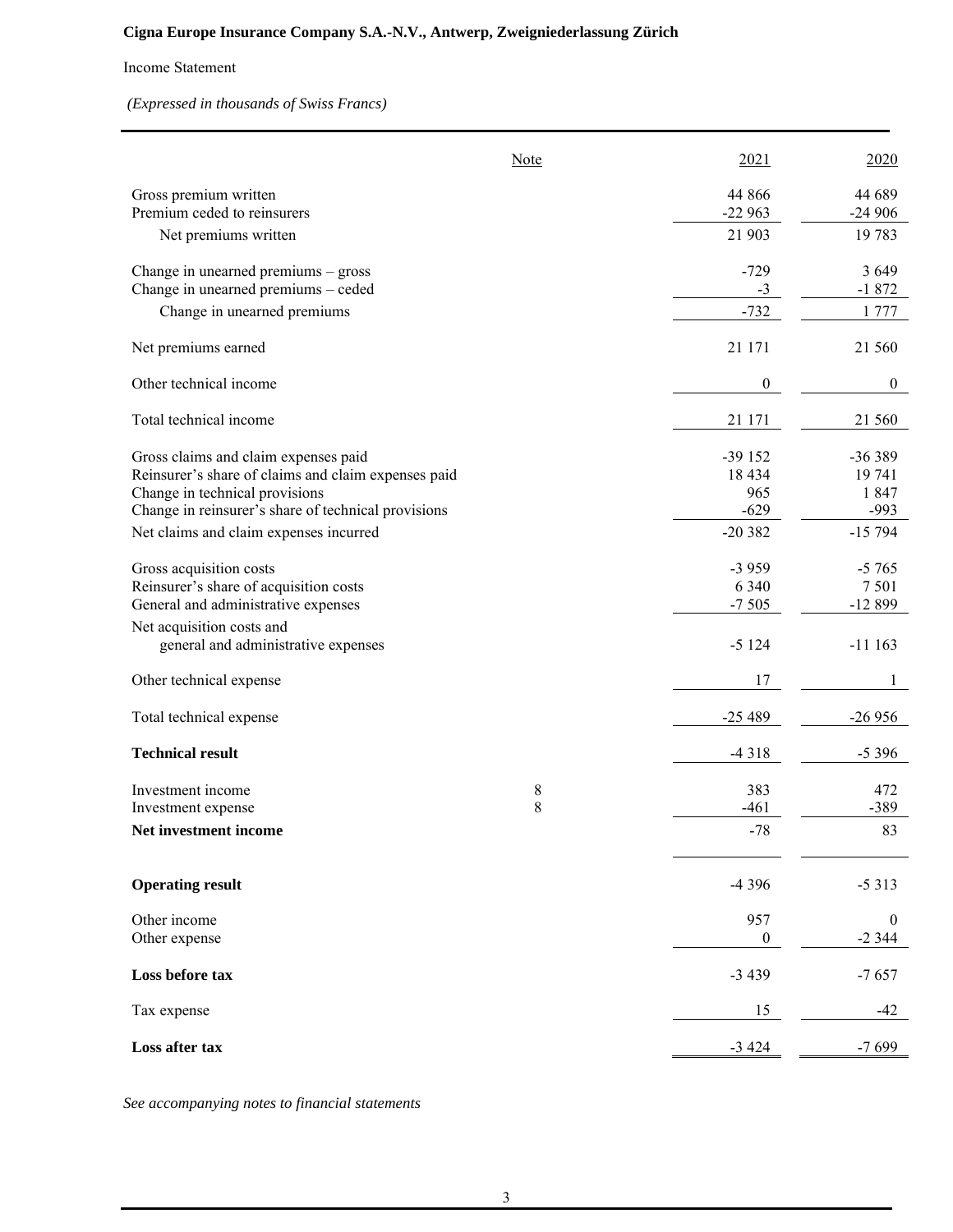**Cigna Europe Insurance Company S.A.-N.V., Antwerp, Zweigniederlassung Zürich**

Income Statement

*(Expressed in thousands of Swiss Francs)*

| | Note | 2021 | 2020 |
|---|---|---|---|
| Gross premium written | | 44 866 | 44 689 |
| Premium ceded to reinsurers | | -22 963 | -24 906 |
| Net premiums written | | 21 903 | 19 783 |
| Change in unearned premiums – gross | | -729 | 3 649 |
| Change in unearned premiums – ceded | | -3 | -1 872 |
| Change in unearned premiums | | -732 | 1 777 |
| Net premiums earned | | 21 171 | 21 560 |
| Other technical income | | 0 | 0 |
| Total technical income | | 21 171 | 21 560 |
| Gross claims and claim expenses paid | | -39 152 | -36 389 |
| Reinsurer's share of claims and claim expenses paid | | 18 434 | 19 741 |
| Change in technical provisions | | 965 | 1 847 |
| Change in reinsurer's share of technical provisions | | -629 | -993 |
| Net claims and claim expenses incurred | | -20 382 | -15 794 |
| Gross acquisition costs | | -3 959 | -5 765 |
| Reinsurer's share of acquisition costs | | 6 340 | 7 501 |
| General and administrative expenses | | -7 505 | -12 899 |
| Net acquisition costs and general and administrative expenses | | -5 124 | -11 163 |
| Other technical expense | | 17 | 1 |
| Total technical expense | | -25 489 | -26 956 |
| **Technical result** | | -4 318 | -5 396 |
| Investment income | 8 | 383 | 472 |
| Investment expense | 8 | -461 | -389 |
| **Net investment income** | | -78 | 83 |
| **Operating result** | | -4 396 | -5 313 |
| Other income | | 957 | 0 |
| Other expense | | 0 | -2 344 |
| **Loss before tax** | | -3 439 | -7 657 |
| Tax expense | | 15 | -42 |
| **Loss after tax** | | -3 424 | -7 699 |

*See accompanying notes to financial statements*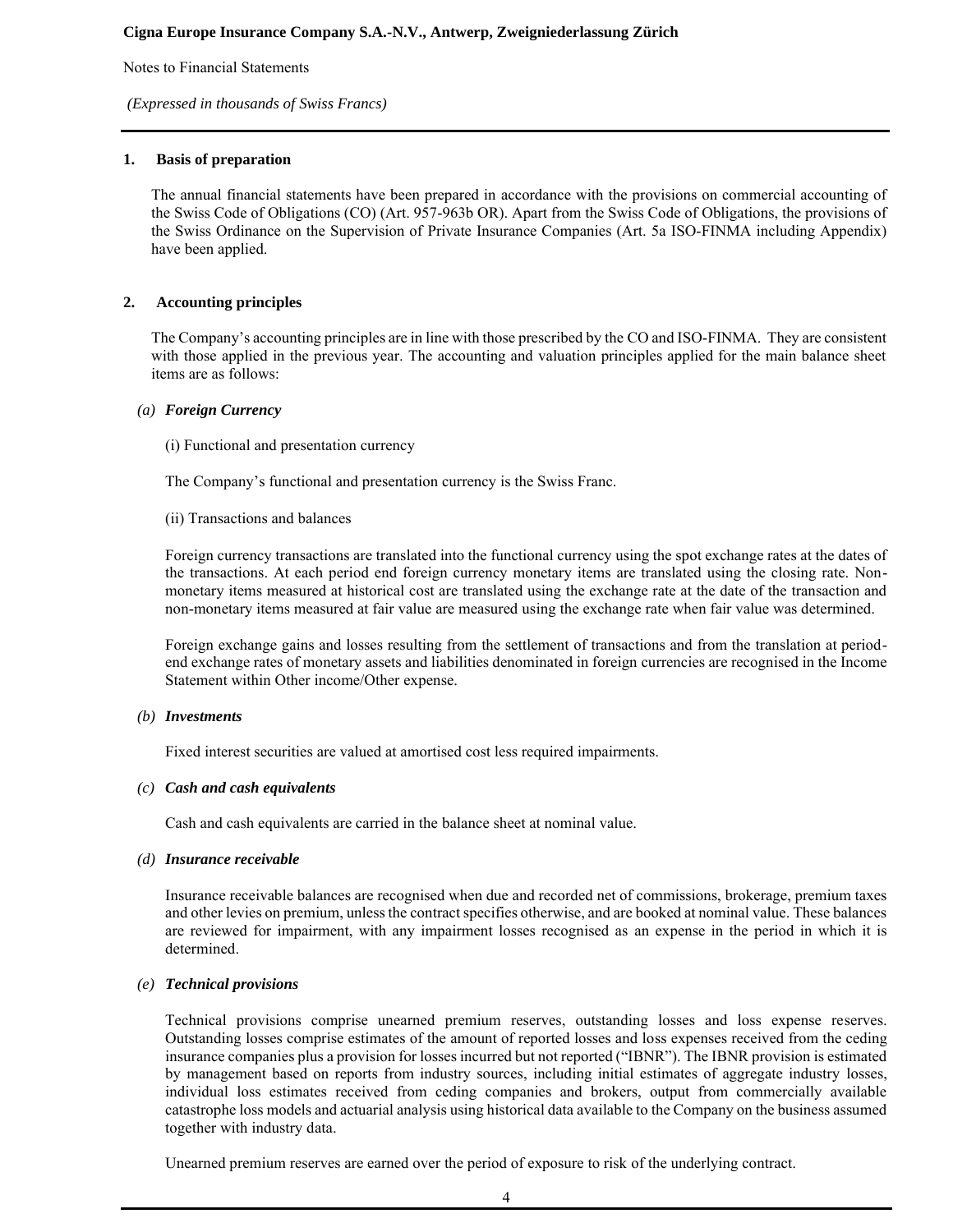## 1. Basis of preparation

The annual financial statements have been prepared in accordance with the provisions on commercial accounting of the Swiss Code of Obligations (CO) (Art. 957-963b OR). Apart from the Swiss Code of Obligations, the provisions of the Swiss Ordinance on the Supervision of Private Insurance Companies (Art. 5a ISO-FINMA including Appendix) have been applied.

## 2. Accounting principles

The Company's accounting principles are in line with those prescribed by the CO and ISO-FINMA. They are consistent with those applied in the previous year. The accounting and valuation principles applied for the main balance sheet items are as follows:

### (a) *Foreign Currency*

(i) Functional and presentation currency

The Company's functional and presentation currency is the Swiss Franc.

(ii) Transactions and balances

Foreign currency transactions are translated into the functional currency using the spot exchange rates at the dates of the transactions. At each period end foreign currency monetary items are translated using the closing rate. Non-monetary items measured at historical cost are translated using the exchange rate at the date of the transaction and non-monetary items measured at fair value are measured using the exchange rate when fair value was determined.

Foreign exchange gains and losses resulting from the settlement of transactions and from the translation at period-end exchange rates of monetary assets and liabilities denominated in foreign currencies are recognised in the Income Statement within Other income/Other expense.

### (b) *Investments*

Fixed interest securities are valued at amortised cost less required impairments.

### (c) *Cash and cash equivalents*

Cash and cash equivalents are carried in the balance sheet at nominal value.

### (d) *Insurance receivable*

Insurance receivable balances are recognised when due and recorded net of commissions, brokerage, premium taxes and other levies on premium, unless the contract specifies otherwise, and are booked at nominal value. These balances are reviewed for impairment, with any impairment losses recognised as an expense in the period in which it is determined.

### (e) *Technical provisions*

Technical provisions comprise unearned premium reserves, outstanding losses and loss expense reserves. Outstanding losses comprise estimates of the amount of reported losses and loss expenses received from the ceding insurance companies plus a provision for losses incurred but not reported ("IBNR"). The IBNR provision is estimated by management based on reports from industry sources, including initial estimates of aggregate industry losses, individual loss estimates received from ceding companies and brokers, output from commercially available catastrophe loss models and actuarial analysis using historical data available to the Company on the business assumed together with industry data.

Unearned premium reserves are earned over the period of exposure to risk of the underlying contract.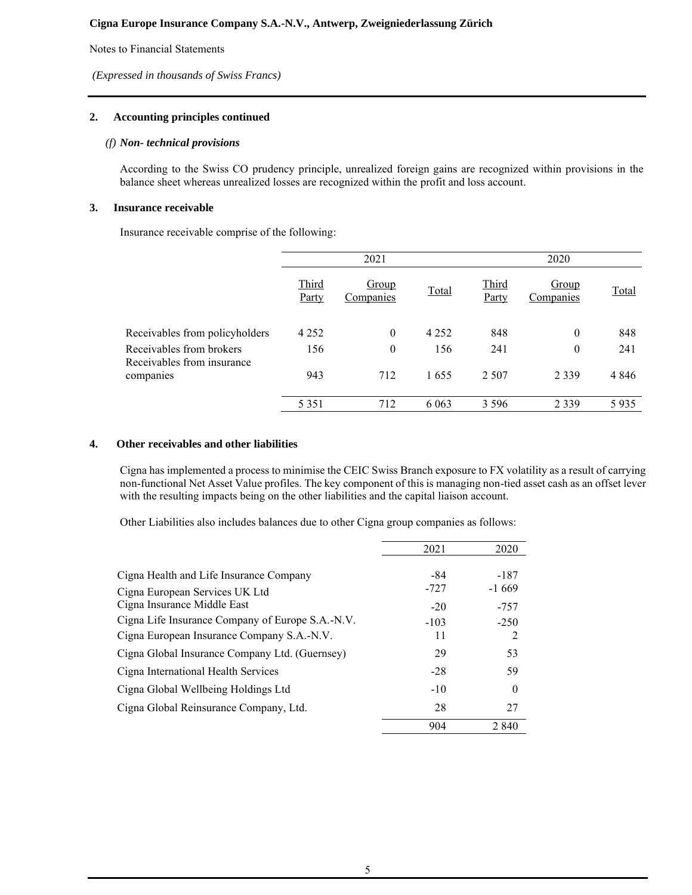**2. Accounting principles continued**

*(f) **Non- technical provisions***

According to the Swiss CO prudency principle, unrealized foreign gains are recognized within provisions in the balance sheet whereas unrealized losses are recognized within the profit and loss account.

**3. Insurance receivable**

Insurance receivable comprise of the following:

| | 2021 | | | 2020 | | |
|---|---|---|---|---|---|---|
| | Third Party | Group Companies | Total | Third Party | Group Companies | Total |
| Receivables from policyholders | 4 252 | 0 | 4 252 | 848 | 0 | 848 |
| Receivables from brokers | 156 | 0 | 156 | 241 | 0 | 241 |
| Receivables from insurance companies | 943 | 712 | 1 655 | 2 507 | 2 339 | 4 846 |
| | 5 351 | 712 | 6 063 | 3 596 | 2 339 | 5 935 |

**4. Other receivables and other liabilities**

Cigna has implemented a process to minimise the CEIC Swiss Branch exposure to FX volatility as a result of carrying non-functional Net Asset Value profiles. The key component of this is managing non-tied asset cash as an offset lever with the resulting impacts being on the other liabilities and the capital liaison account.

Other Liabilities also includes balances due to other Cigna group companies as follows:

| | 2021 | 2020 |
|---|---|---|
| Cigna Health and Life Insurance Company | -84 | -187 |
| Cigna European Services UK Ltd | -727 | -1 669 |
| Cigna Insurance Middle East | -20 | -757 |
| Cigna Life Insurance Company of Europe S.A.-N.V. | -103 | -250 |
| Cigna European Insurance Company S.A.-N.V. | 11 | 2 |
| Cigna Global Insurance Company Ltd. (Guernsey) | 29 | 53 |
| Cigna International Health Services | -28 | 59 |
| Cigna Global Wellbeing Holdings Ltd | -10 | 0 |
| Cigna Global Reinsurance Company, Ltd. | 28 | 27 |
| | 904 | 2 840 |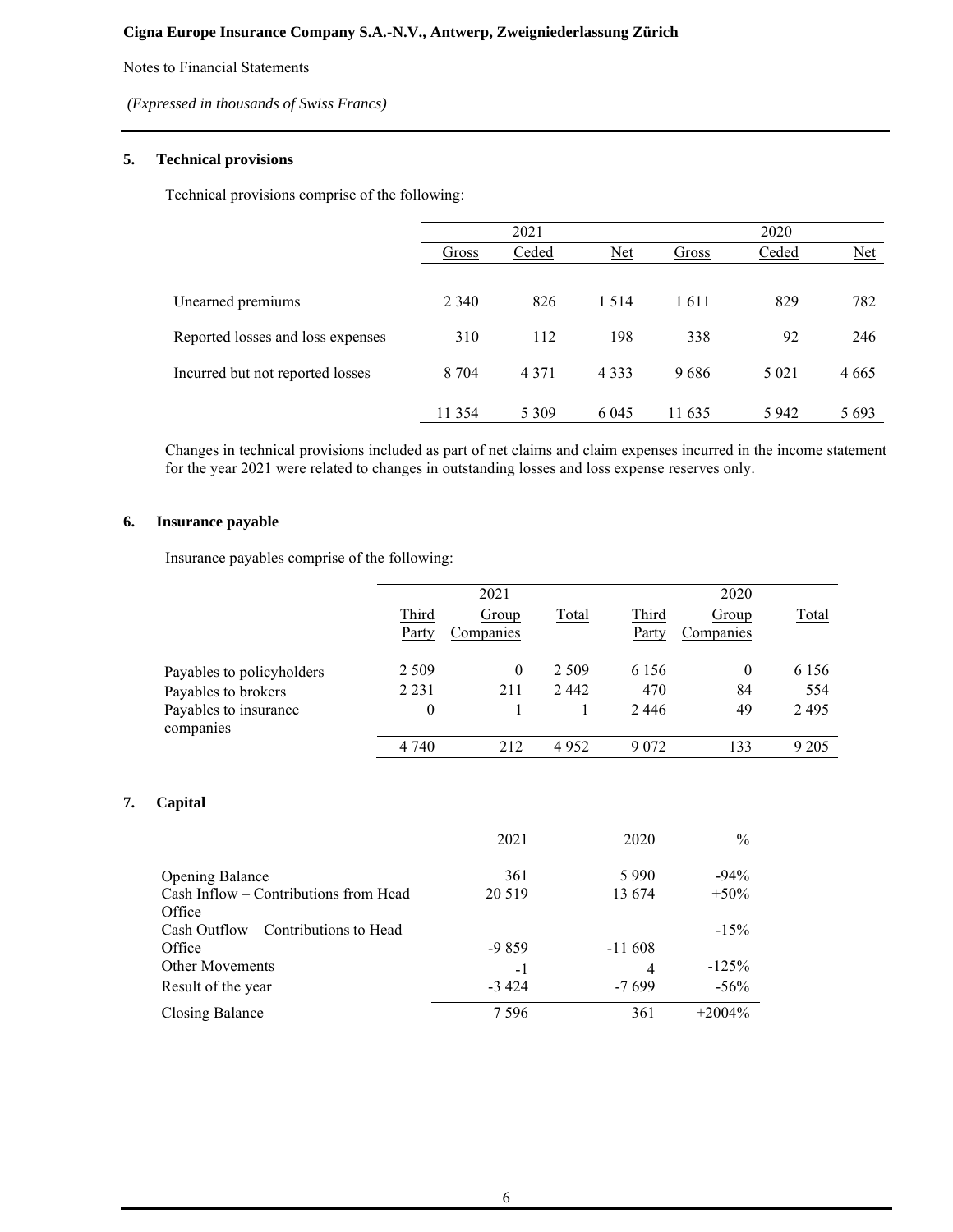## 5. Technical provisions

Technical provisions comprise of the following:

| | 2021 | | | 2020 | | |
|---|---|---|---|---|---|---|
| | Gross | Ceded | Net | Gross | Ceded | Net |
| Unearned premiums | 2 340 | 826 | 1 514 | 1 611 | 829 | 782 |
| Reported losses and loss expenses | 310 | 112 | 198 | 338 | 92 | 246 |
| Incurred but not reported losses | 8 704 | 4 371 | 4 333 | 9 686 | 5 021 | 4 665 |
| | 11 354 | 5 309 | 6 045 | 11 635 | 5 942 | 5 693 |

Changes in technical provisions included as part of net claims and claim expenses incurred in the income statement for the year 2021 were related to changes in outstanding losses and loss expense reserves only.

## 6. Insurance payable

Insurance payables comprise of the following:

| | 2021 | | | 2020 | | |
|---|---|---|---|---|---|---|
| | Third Party | Group Companies | Total | Third Party | Group Companies | Total |
| Payables to policyholders | 2 509 | 0 | 2 509 | 6 156 | 0 | 6 156 |
| Payables to brokers | 2 231 | 211 | 2 442 | 470 | 84 | 554 |
| Payables to insurance companies | 0 | 1 | 1 | 2 446 | 49 | 2 495 |
| | 4 740 | 212 | 4 952 | 9 072 | 133 | 9 205 |

## 7. Capital

| | 2021 | 2020 | % |
|---|---|---|---|
| Opening Balance | 361 | 5 990 | -94% |
| Cash Inflow – Contributions from Head Office | 20 519 | 13 674 | +50% |
| Cash Outflow – Contributions to Head Office | -9 859 | -11 608 | -15% |
| Other Movements | -1 | 4 | -125% |
| Result of the year | -3 424 | -7 699 | -56% |
| Closing Balance | 7 596 | 361 | +2004% |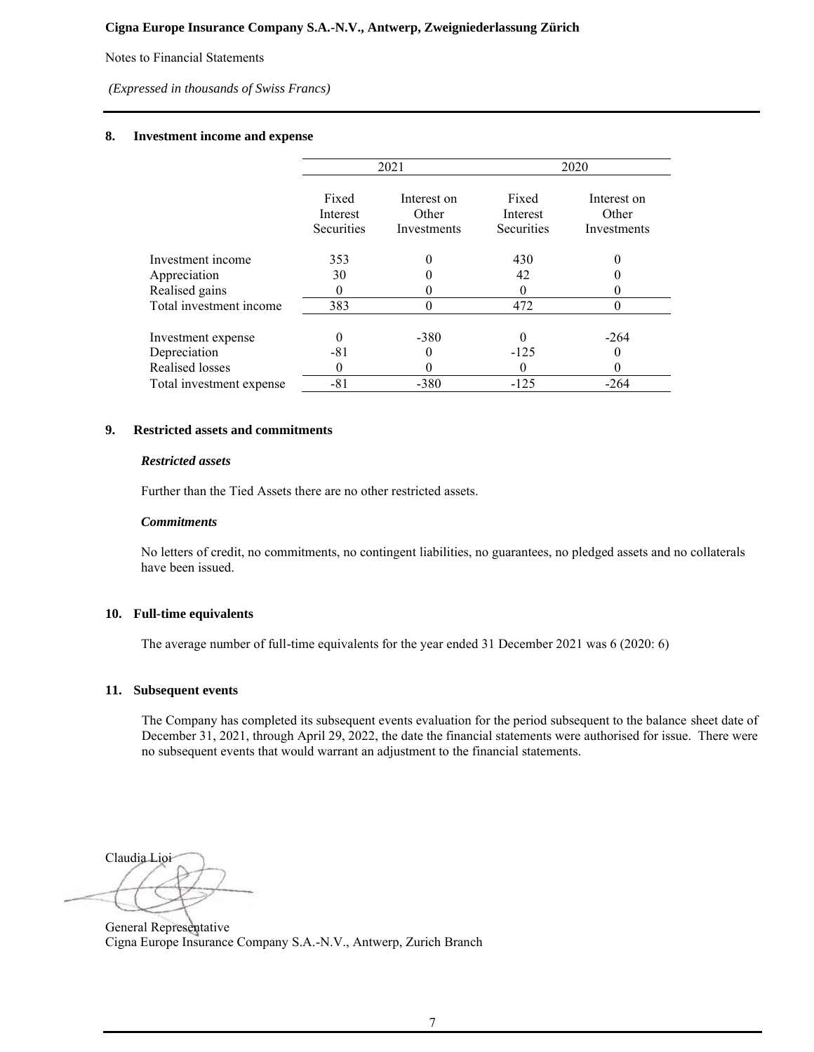Cigna Europe Insurance Company S.A.-N.V., Antwerp, Zweigniederlassung Zürich

Notes to Financial Statements

*(Expressed in thousands of Swiss Francs)*

## 8. Investment income and expense

| | 2021 | | 2020 | |
|---|---|---|---|---|
| | Fixed Interest Securities | Interest on Other Investments | Fixed Interest Securities | Interest on Other Investments |
| Investment income | 353 | 0 | 430 | 0 |
| Appreciation | 30 | 0 | 42 | 0 |
| Realised gains | 0 | 0 | 0 | 0 |
| Total investment income | 383 | 0 | 472 | 0 |
| | | | | |
| Investment expense | 0 | -380 | 0 | -264 |
| Depreciation | -81 | 0 | -125 | 0 |
| Realised losses | 0 | 0 | 0 | 0 |
| Total investment expense | -81 | -380 | -125 | -264 |

## 9. Restricted assets and commitments

***Restricted assets***

Further than the Tied Assets there are no other restricted assets.

***Commitments***

No letters of credit, no commitments, no contingent liabilities, no guarantees, no pledged assets and no collaterals have been issued.

## 10. Full-time equivalents

The average number of full-time equivalents for the year ended 31 December 2021 was 6 (2020: 6)

## 11. Subsequent events

The Company has completed its subsequent events evaluation for the period subsequent to the balance sheet date of December 31, 2021, through April 29, 2022, the date the financial statements were authorised for issue. There were no subsequent events that would warrant an adjustment to the financial statements.

Claudia Lioi

General Representative
Cigna Europe Insurance Company S.A.-N.V., Antwerp, Zurich Branch